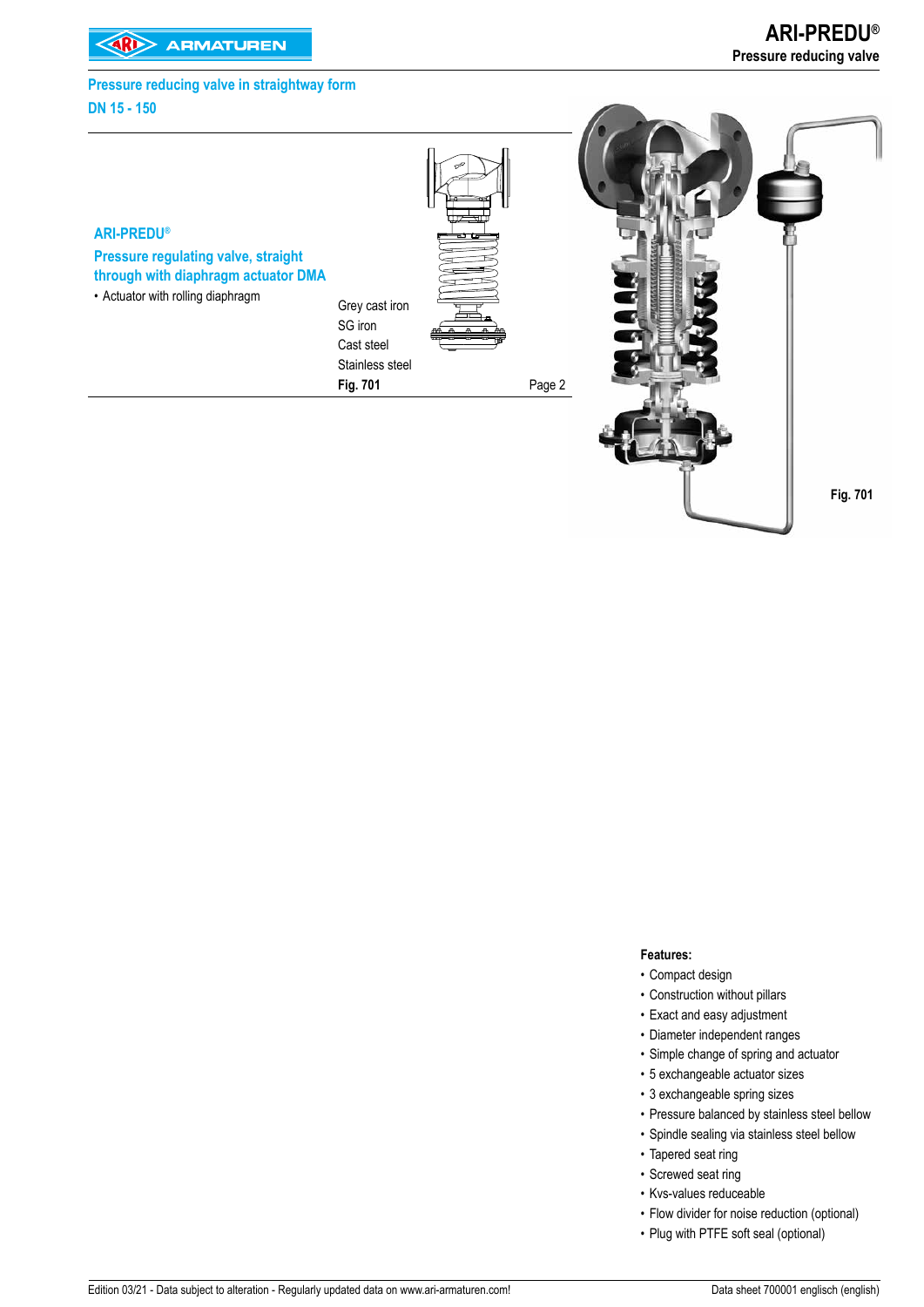## Pressure reducing valve in straightway form

## DN 15 - 150

### ARI-PREDU®

### Pressure regulating valve, straight through with diaphragm actuator DMA

- Actuator with rolling diaphragm

| | | |
|---|---|---|
| Grey cast iron<br>SG iron<br>Cast steel<br>Stainless steel | | |
| **Fig. 701** | | Page 2 |

Fig. 701

**Features:**

- Compact design
- Construction without pillars
- Exact and easy adjustment
- Diameter independent ranges
- Simple change of spring and actuator
- 5 exchangeable actuator sizes
- 3 exchangeable spring sizes
- Pressure balanced by stainless steel bellow
- Spindle sealing via stainless steel bellow
- Tapered seat ring
- Screwed seat ring
- Kvs-values reduceable
- Flow divider for noise reduction (optional)
- Plug with PTFE soft seal (optional)

Edition 03/21 - Data subject to alteration - Regularly updated data on www.ari-armaturen.com!

Data sheet 700001 englisch (english)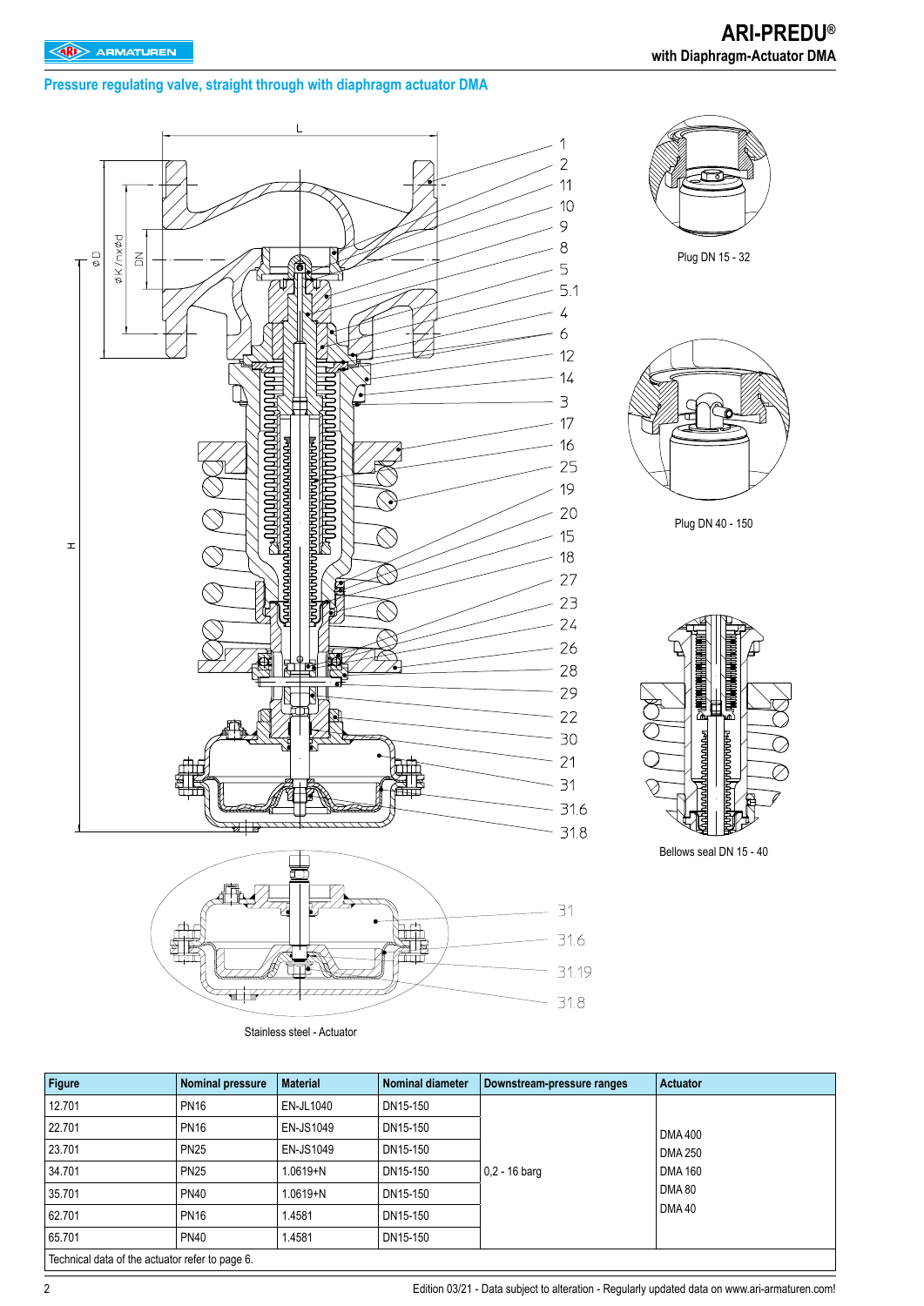## Pressure regulating valve, straight through with diaphragm actuator DMA

Plug DN 15 - 32

Plug DN 40 - 150

Bellows seal DN 15 - 40

Stainless steel - Actuator

| Figure | Nominal pressure | Material | Nominal diameter | Downstream-pressure ranges | Actuator |
|---|---|---|---|---|---|
| 12.701 | PN16 | EN-JL1040 | DN15-150 | 0,2 - 16 barg | DMA 400<br>DMA 250<br>DMA 160<br>DMA 80<br>DMA 40 |
| 22.701 | PN16 | EN-JS1049 | DN15-150 | | |
| 23.701 | PN25 | EN-JS1049 | DN15-150 | | |
| 34.701 | PN25 | 1.0619+N | DN15-150 | | |
| 35.701 | PN40 | 1.0619+N | DN15-150 | | |
| 62.701 | PN16 | 1.4581 | DN15-150 | | |
| 65.701 | PN40 | 1.4581 | DN15-150 | | |
| Technical data of the actuator refer to page 6. | | | | | |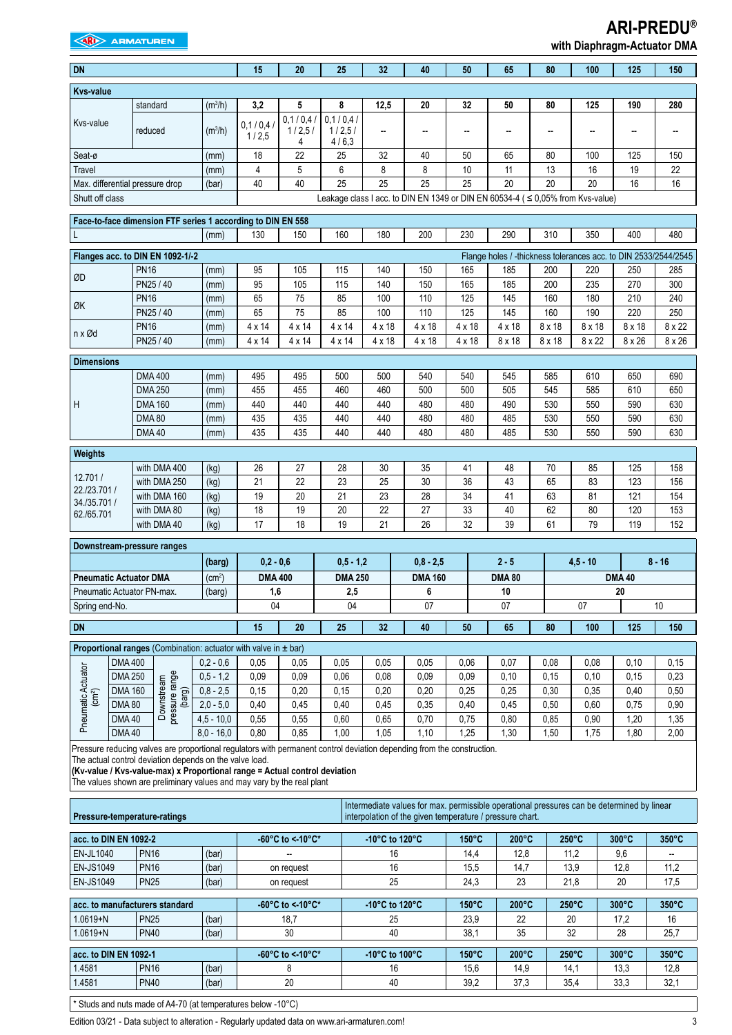# ARI-PREDU®

**with Diaphragm-Actuator DMA**

| DN | | | 15 | 20 | 25 | 32 | 40 | 50 | 65 | 80 | 100 | 125 | 150 |
|---|---|---|---|---|---|---|---|---|---|---|---|---|---|
| **Kvs-value** | | | | | | | | | | | | | |
| Kvs-value | standard | ($m^3$/h) | 3,2 | 5 | 8 | 12,5 | 20 | 32 | 50 | 80 | 125 | 190 | 280 |
| | reduced | ($m^3$/h) | 0,1 / 0,4 / 1 / 2,5 | 0,1 / 0,4 / 1 / 2,5 / 4 | 0,1 / 0,4 / 1 / 2,5 / 4 / 6,3 | -- | -- | -- | -- | -- | -- | -- | -- |
| Seat-ø | | (mm) | 18 | 22 | 25 | 32 | 40 | 50 | 65 | 80 | 100 | 125 | 150 |
| Travel | | (mm) | 4 | 5 | 6 | 8 | 8 | 10 | 11 | 13 | 16 | 19 | 22 |
| Max. differential pressure drop | | (bar) | 40 | 40 | 25 | 25 | 25 | 25 | 20 | 20 | 20 | 16 | 16 |
| Shutt off class | | | Leakage class I acc. to DIN EN 1349 or DIN EN 60534-4 ( ≤ 0,05% from Kvs-value) | | | | | | | | | | |
| **Face-to-face dimension FTF series 1 according to DIN EN 558** | | | | | | | | | | | | | |
| L | | (mm) | 130 | 150 | 160 | 180 | 200 | 230 | 290 | 310 | 350 | 400 | 480 |
| **Flanges acc. to DIN EN 1092-1/-2** | | | Flange holes / -thickness tolerances acc. to DIN 2533/2544/2545 | | | | | | | | | | |
| ØD | PN16 | (mm) | 95 | 105 | 115 | 140 | 150 | 165 | 185 | 200 | 220 | 250 | 285 |
| | PN25 / 40 | (mm) | 95 | 105 | 115 | 140 | 150 | 165 | 185 | 200 | 235 | 270 | 300 |
| ØK | PN16 | (mm) | 65 | 75 | 85 | 100 | 110 | 125 | 145 | 160 | 180 | 210 | 240 |
| | PN25 / 40 | (mm) | 65 | 75 | 85 | 100 | 110 | 125 | 145 | 160 | 190 | 220 | 250 |
| n x Ød | PN16 | (mm) | 4 x 14 | 4 x 14 | 4 x 14 | 4 x 18 | 4 x 18 | 4 x 18 | 4 x 18 | 8 x 18 | 8 x 18 | 8 x 18 | 8 x 22 |
| | PN25 / 40 | (mm) | 4 x 14 | 4 x 14 | 4 x 14 | 4 x 18 | 4 x 18 | 4 x 18 | 8 x 18 | 8 x 18 | 8 x 22 | 8 x 26 | 8 x 26 |
| **Dimensions** | | | | | | | | | | | | | |
| H | DMA 400 | (mm) | 495 | 495 | 500 | 500 | 540 | 540 | 545 | 585 | 610 | 650 | 690 |
| | DMA 250 | (mm) | 455 | 455 | 460 | 460 | 500 | 500 | 505 | 545 | 585 | 610 | 650 |
| | DMA 160 | (mm) | 440 | 440 | 440 | 440 | 480 | 480 | 490 | 530 | 550 | 590 | 630 |
| | DMA 80 | (mm) | 435 | 435 | 440 | 440 | 480 | 480 | 485 | 530 | 550 | 590 | 630 |
| | DMA 40 | (mm) | 435 | 435 | 440 | 440 | 480 | 480 | 485 | 530 | 550 | 590 | 630 |
| **Weights** | | | | | | | | | | | | | |
| 12.701 / 22./23.701 / 34./35.701 / 62./65.701 | with DMA 400 | (kg) | 26 | 27 | 28 | 30 | 35 | 41 | 48 | 70 | 85 | 125 | 158 |
| | with DMA 250 | (kg) | 21 | 22 | 23 | 25 | 30 | 36 | 43 | 65 | 83 | 123 | 156 |
| | with DMA 160 | (kg) | 19 | 20 | 21 | 23 | 28 | 34 | 41 | 63 | 81 | 121 | 154 |
| | with DMA 80 | (kg) | 18 | 19 | 20 | 22 | 27 | 33 | 40 | 62 | 80 | 120 | 153 |
| | with DMA 40 | (kg) | 17 | 18 | 19 | 21 | 26 | 32 | 39 | 61 | 79 | 119 | 152 |

| Downstream-pressure ranges | (barg) | 0,2 - 0,6 | 0,5 - 1,2 | 0,8 - 2,5 | 2 - 5 | 4,5 - 10 | 8 - 16 |
|---|---|---|---|---|---|---|---|
| **Pneumatic Actuator DMA** | ($cm^2$) | **DMA 400** | **DMA 250** | **DMA 160** | **DMA 80** | **DMA 40** | |
| Pneumatic Actuator PN-max. | (barg) | 1,6 | 2,5 | 6 | 10 | 20 | |
| Spring end-No. | | 04 | 04 | 07 | 07 | 07 | 10 |

| DN | | | 15 | 20 | 25 | 32 | 40 | 50 | 65 | 80 | 100 | 125 | 150 |
|---|---|---|---|---|---|---|---|---|---|---|---|---|---|
| **Proportional ranges** (Combination: actuator with valve in ± bar) | | | | | | | | | | | | | |
| Pneumatic Actuator ($cm^2$) | Downstream pressure range (barg) | | | | | | | | | | | | |
| DMA 400 | | 0,2 - 0,6 | 0,05 | 0,05 | 0,05 | 0,05 | 0,05 | 0,06 | 0,07 | 0,08 | 0,08 | 0,10 | 0,15 |
| DMA 250 | | 0,5 - 1,2 | 0,09 | 0,09 | 0,06 | 0,08 | 0,09 | 0,09 | 0,10 | 0,15 | 0,10 | 0,15 | 0,23 |
| DMA 160 | | 0,8 - 2,5 | 0,15 | 0,20 | 0,15 | 0,20 | 0,20 | 0,25 | 0,25 | 0,30 | 0,35 | 0,40 | 0,50 |
| DMA 80 | | 2,0 - 5,0 | 0,40 | 0,45 | 0,40 | 0,45 | 0,35 | 0,40 | 0,45 | 0,50 | 0,60 | 0,75 | 0,90 |
| DMA 40 | | 4,5 - 10,0 | 0,55 | 0,55 | 0,60 | 0,65 | 0,70 | 0,75 | 0,80 | 0,85 | 0,90 | 1,20 | 1,35 |
| DMA 40 | | 8,0 - 16,0 | 0,80 | 0,85 | 1,00 | 1,05 | 1,10 | 1,25 | 1,30 | 1,50 | 1,75 | 1,80 | 2,00 |

Pressure reducing valves are proportional regulators with permanent control deviation depending from the construction.
The actual control deviation depends on the valve load.
**(Kv-value / Kvs-value-max) x Proportional range = Actual control deviation**
The values shown are preliminary values and may vary by the real plant

**Pressure-temperature-ratings**

Intermediate values for max. permissible operational pressures can be determined by linear interpolation of the given temperature / pressure chart.

| acc. to DIN EN 1092-2 | | | -60°C to <-10°C* | -10°C to 120°C | 150°C | 200°C | 250°C | 300°C | 350°C |
|---|---|---|---|---|---|---|---|---|---|
| EN-JL1040 | PN16 | (bar) | -- | 16 | 14,4 | 12,8 | 11,2 | 9,6 | -- |
| EN-JS1049 | PN16 | (bar) | on request | 16 | 15,5 | 14,7 | 13,9 | 12,8 | 11,2 |
| EN-JS1049 | PN25 | (bar) | on request | 25 | 24,3 | 23 | 21,8 | 20 | 17,5 |
| **acc. to manufacturers standard** | | | **-60°C to <-10°C*** | **-10°C to 120°C** | **150°C** | **200°C** | **250°C** | **300°C** | **350°C** |
| 1.0619+N | PN25 | (bar) | 18,7 | 25 | 23,9 | 22 | 20 | 17,2 | 16 |
| 1.0619+N | PN40 | (bar) | 30 | 40 | 38,1 | 35 | 32 | 28 | 25,7 |
| **acc. to DIN EN 1092-1** | | | **-60°C to <-10°C*** | **-10°C to 100°C** | **150°C** | **200°C** | **250°C** | **300°C** | **350°C** |
| 1.4581 | PN16 | (bar) | 8 | 16 | 15,6 | 14,9 | 14,1 | 13,3 | 12,8 |
| 1.4581 | PN40 | (bar) | 20 | 40 | 39,2 | 37,3 | 35,4 | 33,3 | 32,1 |

\* Studs and nuts made of A4-70 (at temperatures below -10°C)

Edition 03/21 - Data subject to alteration - Regularly updated data on www.ari-armaturen.com!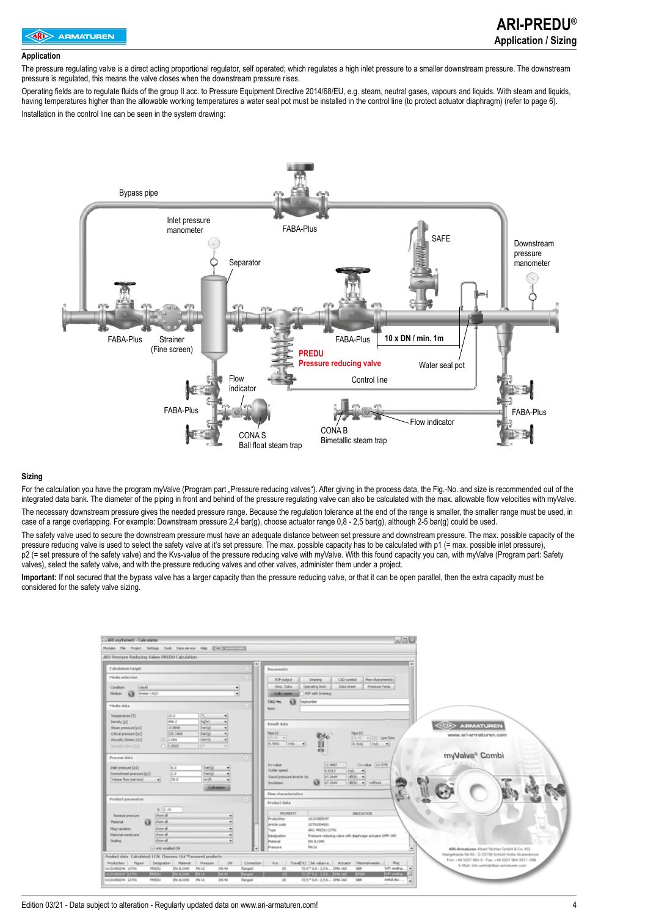## Application

The pressure regulating valve is a direct acting proportional regulator, self operated; which regulates a high inlet pressure to a smaller downstream pressure. The downstream pressure is regulated, this means the valve closes when the downstream pressure rises.

Operating fields are to regulate fluids of the group II acc. to Pressure Equipment Directive 2014/68/EU, e.g. steam, neutral gases, vapours and liquids. With steam and liquids, having temperatures higher than the allowable working temperatures a water seal pot must be installed in the control line (to protect actuator diaphragm) (refer to page 6).

Installation in the control line can be seen in the system drawing:

Bypass pipe
Inlet pressure manometer
FABA-Plus
SAFE
Downstream pressure manometer
Separator
FABA-Plus
Strainer (Fine screen)
FABA-Plus
10 x DN / min. 1m
PREDU
Pressure reducing valve
Water seal pot
Flow indicator
Control line
FABA-Plus
FABA-Plus
Flow indicator
CONA S
Ball float steam trap
CONA B
Bimetallic steam trap

## Sizing

For the calculation you have the program myValve (Program part „Pressure reducing valves"). After giving in the process data, the Fig.-No. and size is recommended out of the integrated data bank. The diameter of the piping in front and behind of the pressure regulating valve can also be calculated with the max. allowable flow velocities with myValve.

The necessary downstream pressure gives the needed pressure range. Because the regulation tolerance at the end of the range is smaller, the smaller range must be used, in case of a range overlapping. For example: Downstream pressure 2,4 bar(g), choose actuator range 0,8 - 2,5 bar(g), although 2-5 bar(g) could be used.

The safety valve used to secure the downstream pressure must have an adequate distance between set pressure and downstream pressure. The max. possible capacity of the pressure reducing valve is used to select the safety valve at it's set pressure. The max. possible capacity has to be calculated with p1 (= max. possible inlet pressure), p2 (= set pressure of the safety valve) and the Kvs-value of the pressure reducing valve with myValve. With this found capacity you can, with myValve (Program part: Safety valves), select the safety valve, and with the pressure reducing valves and other valves, administer them under a project.

**Important:** If not secured that the bypass valve has a larger capacity than the pressure reducing valve, or that it can be open parallel, then the extra capacity must be considered for the safety valve sizing.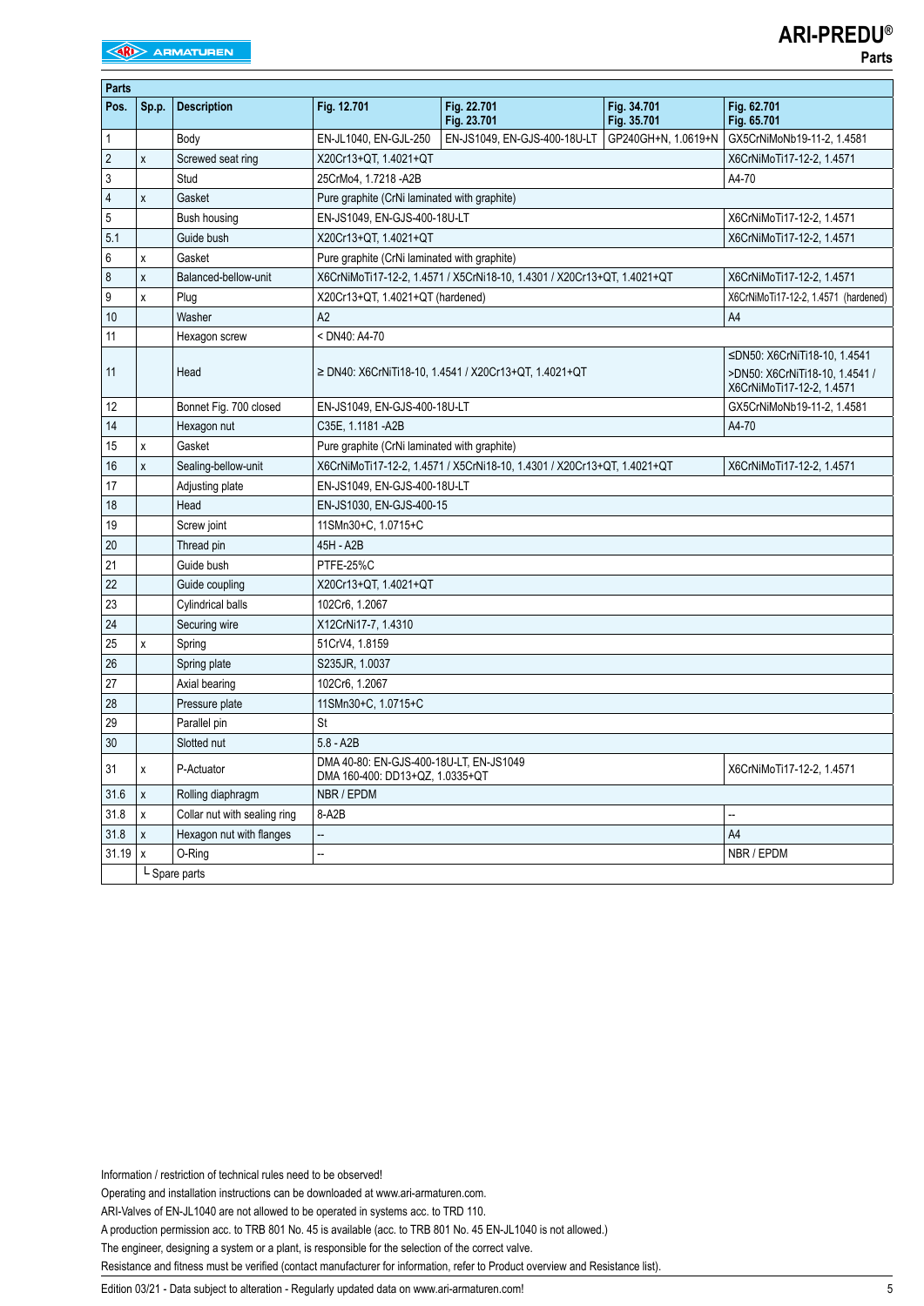## Parts

| Pos. | Sp.p. | Description | Fig. 12.701 | Fig. 22.701<br>Fig. 23.701 | Fig. 34.701<br>Fig. 35.701 | Fig. 62.701<br>Fig. 65.701 |
|---|---|---|---|---|---|---|
| 1 | | Body | EN-JL1040, EN-GJL-250 | EN-JS1049, EN-GJS-400-18U-LT | GP240GH+N, 1.0619+N | GX5CrNiMoNb19-11-2, 1.4581 |
| 2 | x | Screwed seat ring | X20Cr13+QT, 1.4021+QT | | | X6CrNiMoTi17-12-2, 1.4571 |
| 3 | | Stud | 25CrMo4, 1.7218 -A2B | | | A4-70 |
| 4 | x | Gasket | Pure graphite (CrNi laminated with graphite) | | | |
| 5 | | Bush housing | EN-JS1049, EN-GJS-400-18U-LT | | | X6CrNiMoTi17-12-2, 1.4571 |
| 5.1 | | Guide bush | X20Cr13+QT, 1.4021+QT | | | X6CrNiMoTi17-12-2, 1.4571 |
| 6 | x | Gasket | Pure graphite (CrNi laminated with graphite) | | | |
| 8 | x | Balanced-bellow-unit | X6CrNiMoTi17-12-2, 1.4571 / X5CrNi18-10, 1.4301 / X20Cr13+QT, 1.4021+QT | | | X6CrNiMoTi17-12-2, 1.4571 |
| 9 | x | Plug | X20Cr13+QT, 1.4021+QT (hardened) | | | X6CrNiMoTi17-12-2, 1.4571 (hardened) |
| 10 | | Washer | A2 | | | A4 |
| 11 | | Hexagon screw | < DN40: A4-70 | | | |
| 11 | | Head | ≥ DN40: X6CrNiTi18-10, 1.4541 / X20Cr13+QT, 1.4021+QT | | | ≤DN50: X6CrNiTi18-10, 1.4541<br>>DN50: X6CrNiTi18-10, 1.4541 / X6CrNiMoTi17-12-2, 1.4571 |
| 12 | | Bonnet Fig. 700 closed | EN-JS1049, EN-GJS-400-18U-LT | | | GX5CrNiMoNb19-11-2, 1.4581 |
| 14 | | Hexagon nut | C35E, 1.1181 -A2B | | | A4-70 |
| 15 | x | Gasket | Pure graphite (CrNi laminated with graphite) | | | |
| 16 | x | Sealing-bellow-unit | X6CrNiMoTi17-12-2, 1.4571 / X5CrNi18-10, 1.4301 / X20Cr13+QT, 1.4021+QT | | | X6CrNiMoTi17-12-2, 1.4571 |
| 17 | | Adjusting plate | EN-JS1049, EN-GJS-400-18U-LT | | | |
| 18 | | Head | EN-JS1030, EN-GJS-400-15 | | | |
| 19 | | Screw joint | 11SMn30+C, 1.0715+C | | | |
| 20 | | Thread pin | 45H - A2B | | | |
| 21 | | Guide bush | PTFE-25%C | | | |
| 22 | | Guide coupling | X20Cr13+QT, 1.4021+QT | | | |
| 23 | | Cylindrical balls | 102Cr6, 1.2067 | | | |
| 24 | | Securing wire | X12CrNi17-7, 1.4310 | | | |
| 25 | x | Spring | 51CrV4, 1.8159 | | | |
| 26 | | Spring plate | S235JR, 1.0037 | | | |
| 27 | | Axial bearing | 102Cr6, 1.2067 | | | |
| 28 | | Pressure plate | 11SMn30+C, 1.0715+C | | | |
| 29 | | Parallel pin | St | | | |
| 30 | | Slotted nut | 5.8 - A2B | | | |
| 31 | x | P-Actuator | DMA 40-80: EN-GJS-400-18U-LT, EN-JS1049<br>DMA 160-400: DD13+QZ, 1.0335+QT | | | X6CrNiMoTi17-12-2, 1.4571 |
| 31.6 | x | Rolling diaphragm | NBR / EPDM | | | |
| 31.8 | x | Collar nut with sealing ring | 8-A2B | | | -- |
| 31.8 | x | Hexagon nut with flanges | -- | | | A4 |
| 31.19 | x | O-Ring | -- | | | NBR / EPDM |

└ Spare parts

Information / restriction of technical rules need to be observed!

Operating and installation instructions can be downloaded at www.ari-armaturen.com.

ARI-Valves of EN-JL1040 are not allowed to be operated in systems acc. to TRD 110.

A production permission acc. to TRB 801 No. 45 is available (acc. to TRB 801 No. 45 EN-JL1040 is not allowed.)

The engineer, designing a system or a plant, is responsible for the selection of the correct valve.

Resistance and fitness must be verified (contact manufacturer for information, refer to Product overview and Resistance list).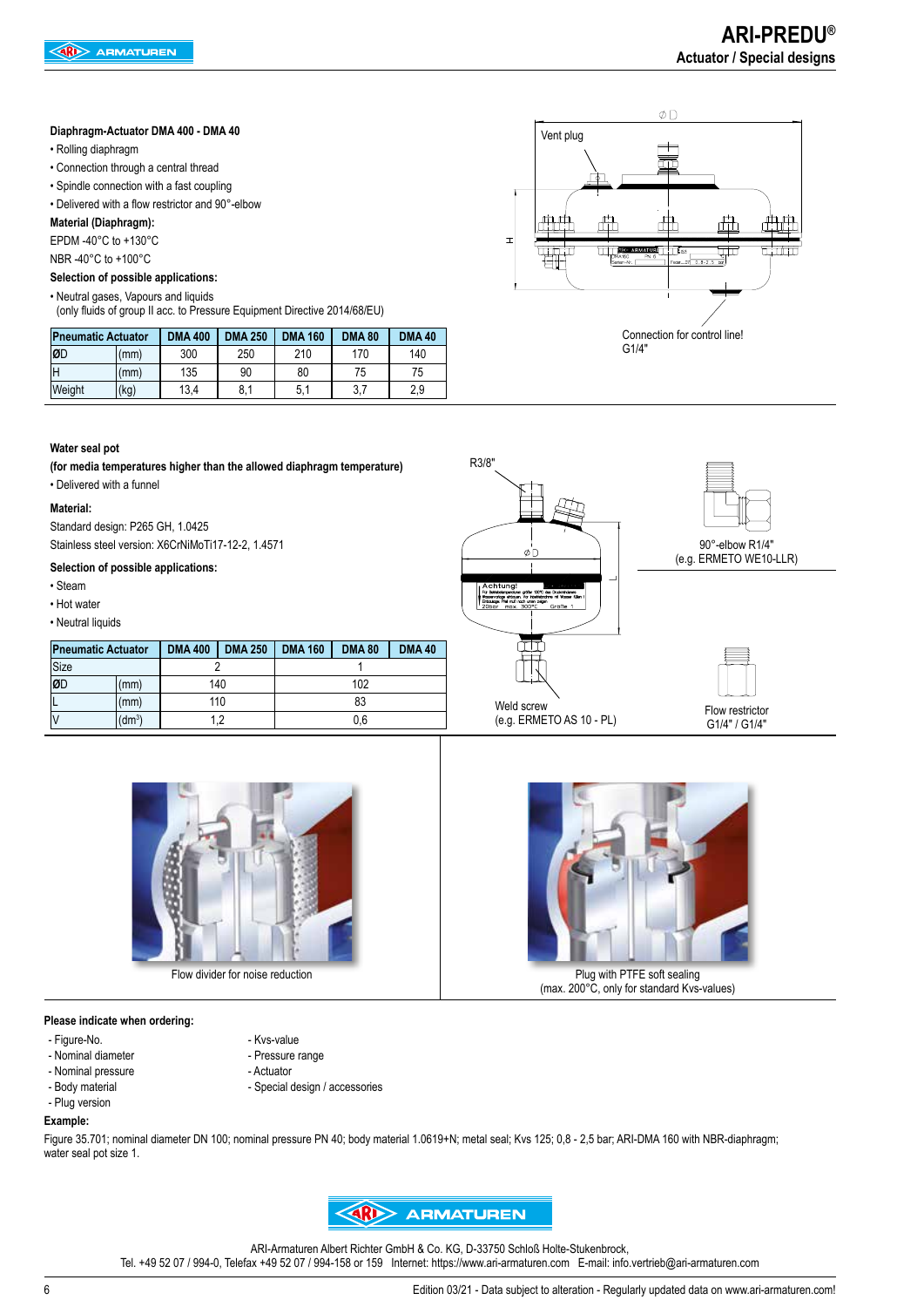## Diaphragm-Actuator DMA 400 - DMA 40

- Rolling diaphragm
- Connection through a central thread
- Spindle connection with a fast coupling
- Delivered with a flow restrictor and 90°-elbow

**Material (Diaphragm):**

EPDM -40°C to +130°C

NBR -40°C to +100°C

**Selection of possible applications:**

- Neutral gases, Vapours and liquids
  (only fluids of group II acc. to Pressure Equipment Directive 2014/68/EU)

| Pneumatic Actuator | | DMA 400 | DMA 250 | DMA 160 | DMA 80 | DMA 40 |
|---|---|---|---|---|---|---|
| ØD | (mm) | 300 | 250 | 210 | 170 | 140 |
| H | (mm) | 135 | 90 | 80 | 75 | 75 |
| Weight | (kg) | 13,4 | 8,1 | 5,1 | 3,7 | 2,9 |

Vent plug

ØD

H

Connection for control line!
G1/4"

## Water seal pot

**(for media temperatures higher than the allowed diaphragm temperature)**

- Delivered with a funnel

**Material:**

Standard design: P265 GH, 1.0425

Stainless steel version: X6CrNiMoTi17-12-2, 1.4571

**Selection of possible applications:**

- Steam
- Hot water
- Neutral liquids

| Pneumatic Actuator | | DMA 400 | DMA 250 | DMA 160 | DMA 80 | DMA 40 |
|---|---|---|---|---|---|---|
| Size | | 2 | | 1 | | |
| ØD | (mm) | 140 | | 102 | | |
| L | (mm) | 110 | | 83 | | |
| V | (dm³) | 1,2 | | 0,6 | | |

R3/8"

ØD

L

Weld screw
(e.g. ERMETO AS 10 - PL)

90°-elbow R1/4"
(e.g. ERMETO WE10-LLR)

Flow restrictor
G1/4" / G1/4"

Flow divider for noise reduction

Plug with PTFE soft sealing
(max. 200°C, only for standard Kvs-values)

**Please indicate when ordering:**

- Figure-No.
- Nominal diameter
- Nominal pressure
- Body material
- Plug version
- Kvs-value
- Pressure range
- Actuator
- Special design / accessories

**Example:**

Figure 35.701; nominal diameter DN 100; nominal pressure PN 40; body material 1.0619+N; metal seal; Kvs 125; 0,8 - 2,5 bar; ARI-DMA 160 with NBR-diaphragm; water seal pot size 1.

ARI-Armaturen Albert Richter GmbH & Co. KG, D-33750 Schloß Holte-Stukenbrock,
Tel. +49 52 07 / 994-0, Telefax +49 52 07 / 994-158 or 159 Internet: https://www.ari-armaturen.com E-mail: info.vertrieb@ari-armaturen.com